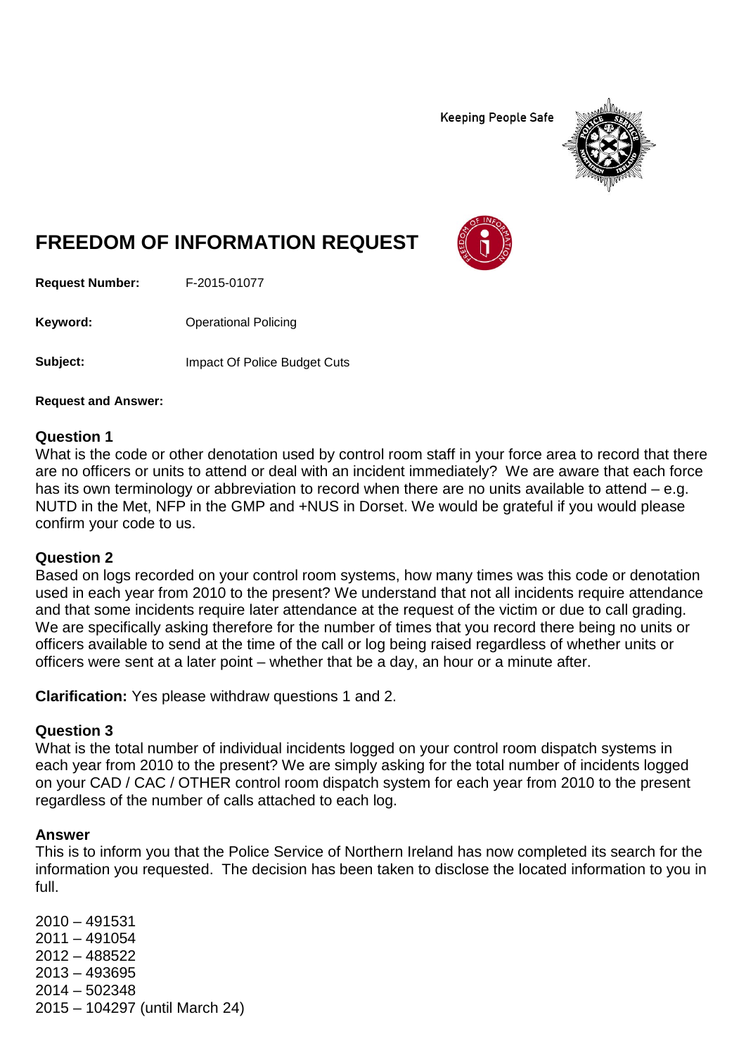Keeping People Safe

# FREEDOM OF INFORMATION REQUEST

**Request Number:** F-2015-01077

**Keyword:** Operational Policing

**Subject:** Impact Of Police Budget Cuts

**Request and Answer:**

## Question 1

What is the code or other denotation used by control room staff in your force area to record that there are no officers or units to attend or deal with an incident immediately? We are aware that each force has its own terminology or abbreviation to record when there are no units available to attend – e.g. NUTD in the Met, NFP in the GMP and +NUS in Dorset. We would be grateful if you would please confirm your code to us.

## Question 2

Based on logs recorded on your control room systems, how many times was this code or denotation used in each year from 2010 to the present? We understand that not all incidents require attendance and that some incidents require later attendance at the request of the victim or due to call grading. We are specifically asking therefore for the number of times that you record there being no units or officers available to send at the time of the call or log being raised regardless of whether units or officers were sent at a later point – whether that be a day, an hour or a minute after.

**Clarification:** Yes please withdraw questions 1 and 2.

## Question 3

What is the total number of individual incidents logged on your control room dispatch systems in each year from 2010 to the present? We are simply asking for the total number of incidents logged on your CAD / CAC / OTHER control room dispatch system for each year from 2010 to the present regardless of the number of calls attached to each log.

## Answer

This is to inform you that the Police Service of Northern Ireland has now completed its search for the information you requested. The decision has been taken to disclose the located information to you in full.

2010 – 491531
2011 – 491054
2012 – 488522
2013 – 493695
2014 – 502348
2015 – 104297 (until March 24)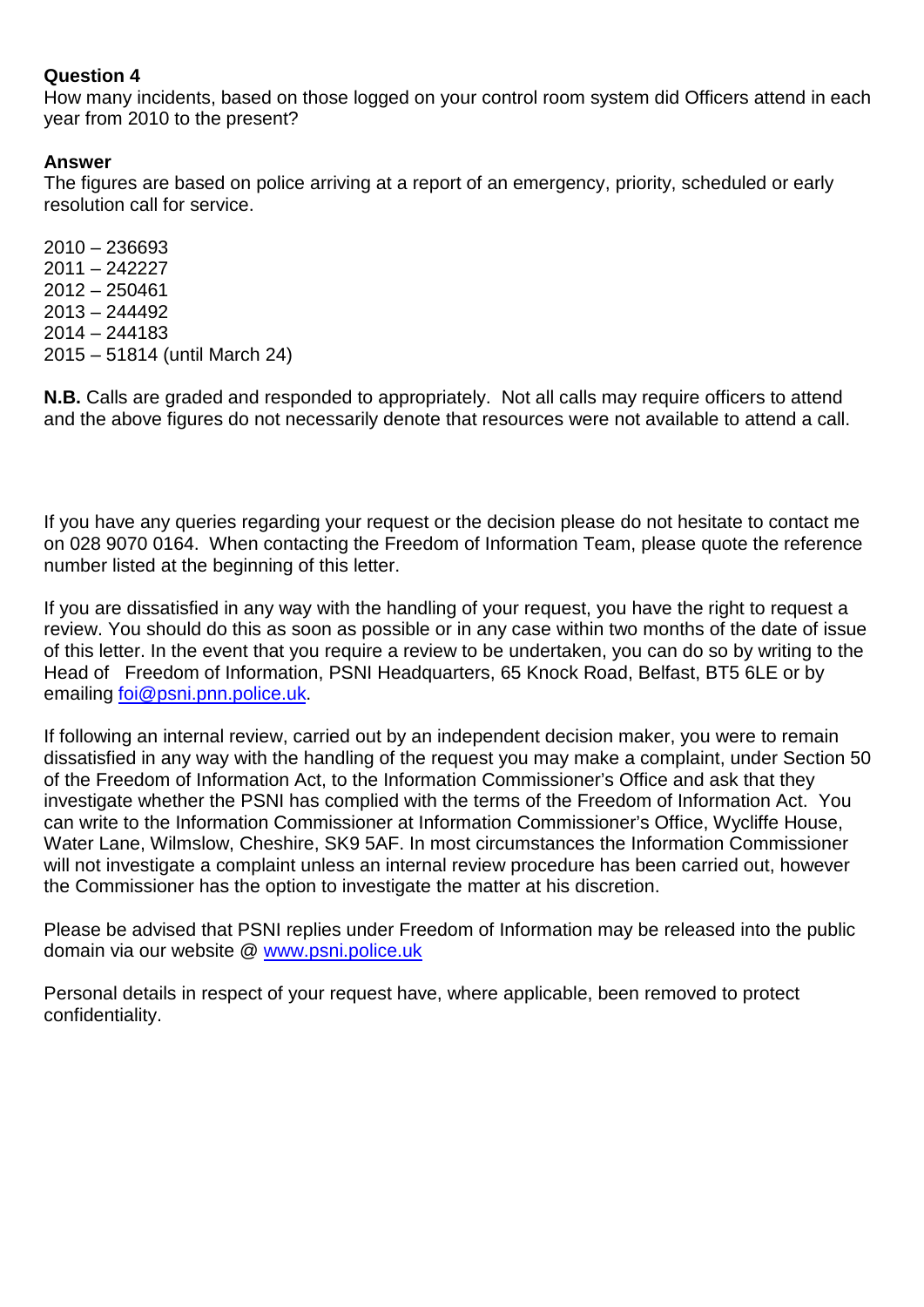**Question 4**
How many incidents, based on those logged on your control room system did Officers attend in each year from 2010 to the present?

**Answer**
The figures are based on police arriving at a report of an emergency, priority, scheduled or early resolution call for service.

2010 – 236693
2011 – 242227
2012 – 250461
2013 – 244492
2014 – 244183
2015 – 51814 (until March 24)

**N.B.** Calls are graded and responded to appropriately. Not all calls may require officers to attend and the above figures do not necessarily denote that resources were not available to attend a call.

If you have any queries regarding your request or the decision please do not hesitate to contact me on 028 9070 0164. When contacting the Freedom of Information Team, please quote the reference number listed at the beginning of this letter.

If you are dissatisfied in any way with the handling of your request, you have the right to request a review. You should do this as soon as possible or in any case within two months of the date of issue of this letter. In the event that you require a review to be undertaken, you can do so by writing to the Head of Freedom of Information, PSNI Headquarters, 65 Knock Road, Belfast, BT5 6LE or by emailing [foi@psni.pnn.police.uk](mailto:foi@psni.pnn.police.uk).

If following an internal review, carried out by an independent decision maker, you were to remain dissatisfied in any way with the handling of the request you may make a complaint, under Section 50 of the Freedom of Information Act, to the Information Commissioner's Office and ask that they investigate whether the PSNI has complied with the terms of the Freedom of Information Act. You can write to the Information Commissioner at Information Commissioner's Office, Wycliffe House, Water Lane, Wilmslow, Cheshire, SK9 5AF. In most circumstances the Information Commissioner will not investigate a complaint unless an internal review procedure has been carried out, however the Commissioner has the option to investigate the matter at his discretion.

Please be advised that PSNI replies under Freedom of Information may be released into the public domain via our website @ [www.psni.police.uk](http://www.psni.police.uk)

Personal details in respect of your request have, where applicable, been removed to protect confidentiality.